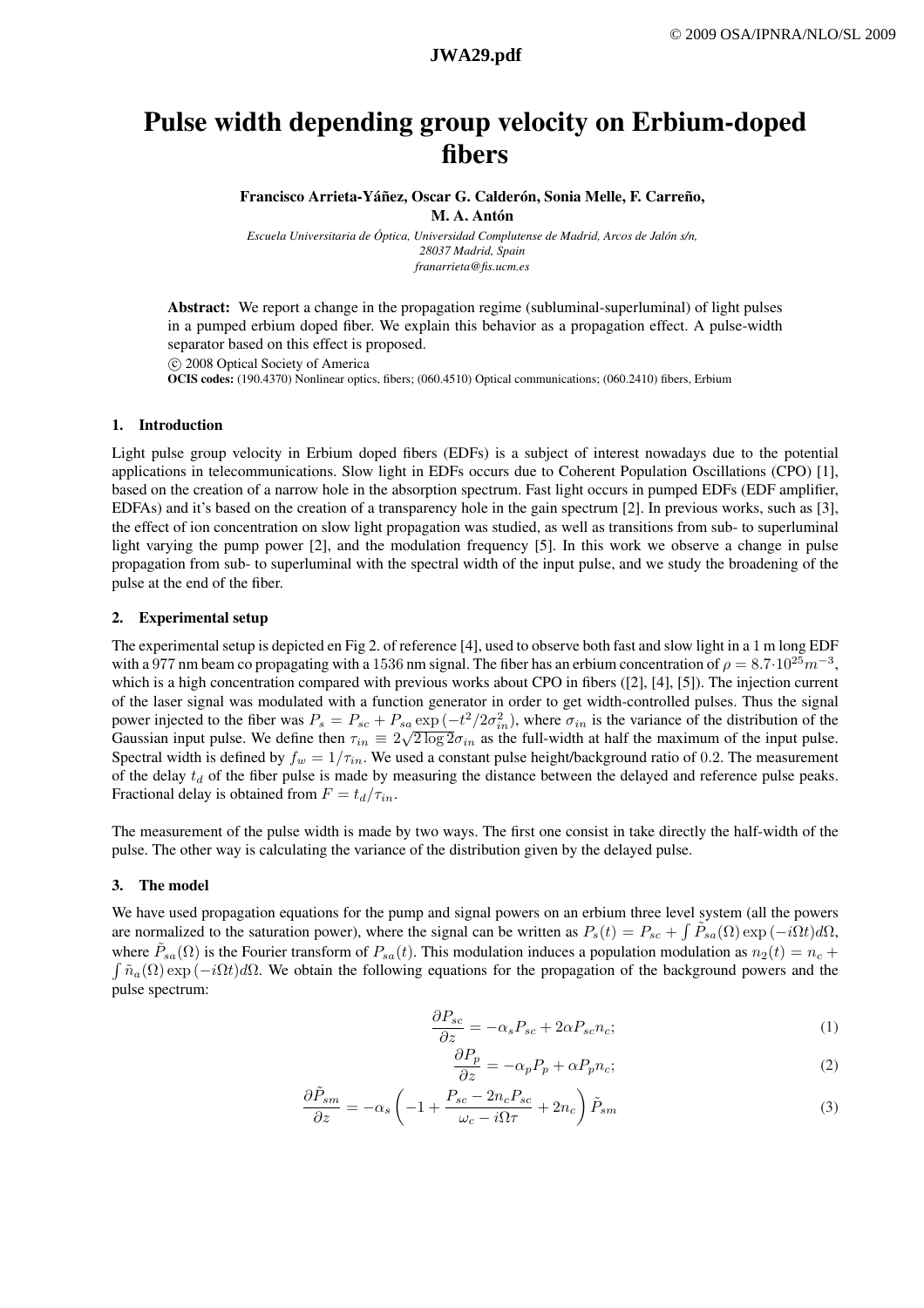# Pulse width depending group velocity on Erbium-doped fibers

**Francisco Arrieta-Yáñez, Oscar G. Calderón, Sonia Melle, F. Carreño, M. A. Antón**

*Escuela Universitaria de Óptica, Universidad Complutense de Madrid, Arcos de Jalón s/n, 28037 Madrid, Spain*
*franarrieta@fis.ucm.es*

**Abstract:** We report a change in the propagation regime (subluminal-superluminal) of light pulses in a pumped erbium doped fiber. We explain this behavior as a propagation effect. A pulse-width separator based on this effect is proposed.

© 2008 Optical Society of America

**OCIS codes:** (190.4370) Nonlinear optics, fibers; (060.4510) Optical communications; (060.2410) fibers, Erbium

## 1. Introduction

Light pulse group velocity in Erbium doped fibers (EDFs) is a subject of interest nowadays due to the potential applications in telecommunications. Slow light in EDFs occurs due to Coherent Population Oscillations (CPO) [1], based on the creation of a narrow hole in the absorption spectrum. Fast light occurs in pumped EDFs (EDF amplifier, EDFAs) and it's based on the creation of a transparency hole in the gain spectrum [2]. In previous works, such as [3], the effect of ion concentration on slow light propagation was studied, as well as transitions from sub- to superluminal light varying the pump power [2], and the modulation frequency [5]. In this work we observe a change in pulse propagation from sub- to superluminal with the spectral width of the input pulse, and we study the broadening of the pulse at the end of the fiber.

## 2. Experimental setup

The experimental setup is depicted en Fig 2. of reference [4], used to observe both fast and slow light in a 1 m long EDF with a 977 nm beam co propagating with a 1536 nm signal. The fiber has an erbium concentration of $\rho = 8.7 \cdot 10^{25} m^{-3}$, which is a high concentration compared with previous works about CPO in fibers ([2], [4], [5]). The injection current of the laser signal was modulated with a function generator in order to get width-controlled pulses. Thus the signal power injected to the fiber was $P_s = P_{sc} + P_{sa} \exp(-t^2/2\sigma_{in}^2)$, where $\sigma_{in}$ is the variance of the distribution of the Gaussian input pulse. We define then $\tau_{in} \equiv 2\sqrt{2\log 2}\sigma_{in}$ as the full-width at half the maximum of the input pulse. Spectral width is defined by $f_w = 1/\tau_{in}$. We used a constant pulse height/background ratio of 0.2. The measurement of the delay $t_d$ of the fiber pulse is made by measuring the distance between the delayed and reference pulse peaks. Fractional delay is obtained from $F = t_d/\tau_{in}$.

The measurement of the pulse width is made by two ways. The first one consist in take directly the half-width of the pulse. The other way is calculating the variance of the distribution given by the delayed pulse.

## 3. The model

We have used propagation equations for the pump and signal powers on an erbium three level system (all the powers are normalized to the saturation power), where the signal can be written as $P_s(t) = P_{sc} + \int \tilde{P}_{sa}(\Omega) \exp(-i\Omega t) d\Omega$, where $\tilde{P}_{sa}(\Omega)$ is the Fourier transform of $P_{sa}(t)$. This modulation induces a population modulation as $n_2(t) = n_c + \int \tilde{n}_a(\Omega) \exp(-i\Omega t) d\Omega$. We obtain the following equations for the propagation of the background powers and the pulse spectrum:

$$\frac{\partial P_{sc}}{\partial z} = -\alpha_s P_{sc} + 2\alpha P_{sc} n_c; \tag{1}$$

$$\frac{\partial P_p}{\partial z} = -\alpha_p P_p + \alpha P_p n_c; \tag{2}$$

$$\frac{\partial \tilde{P}_{sm}}{\partial z} = -\alpha_s \left( -1 + \frac{P_{sc} - 2n_c P_{sc}}{\omega_c - i\Omega\tau} + 2n_c \right) \tilde{P}_{sm} \tag{3}$$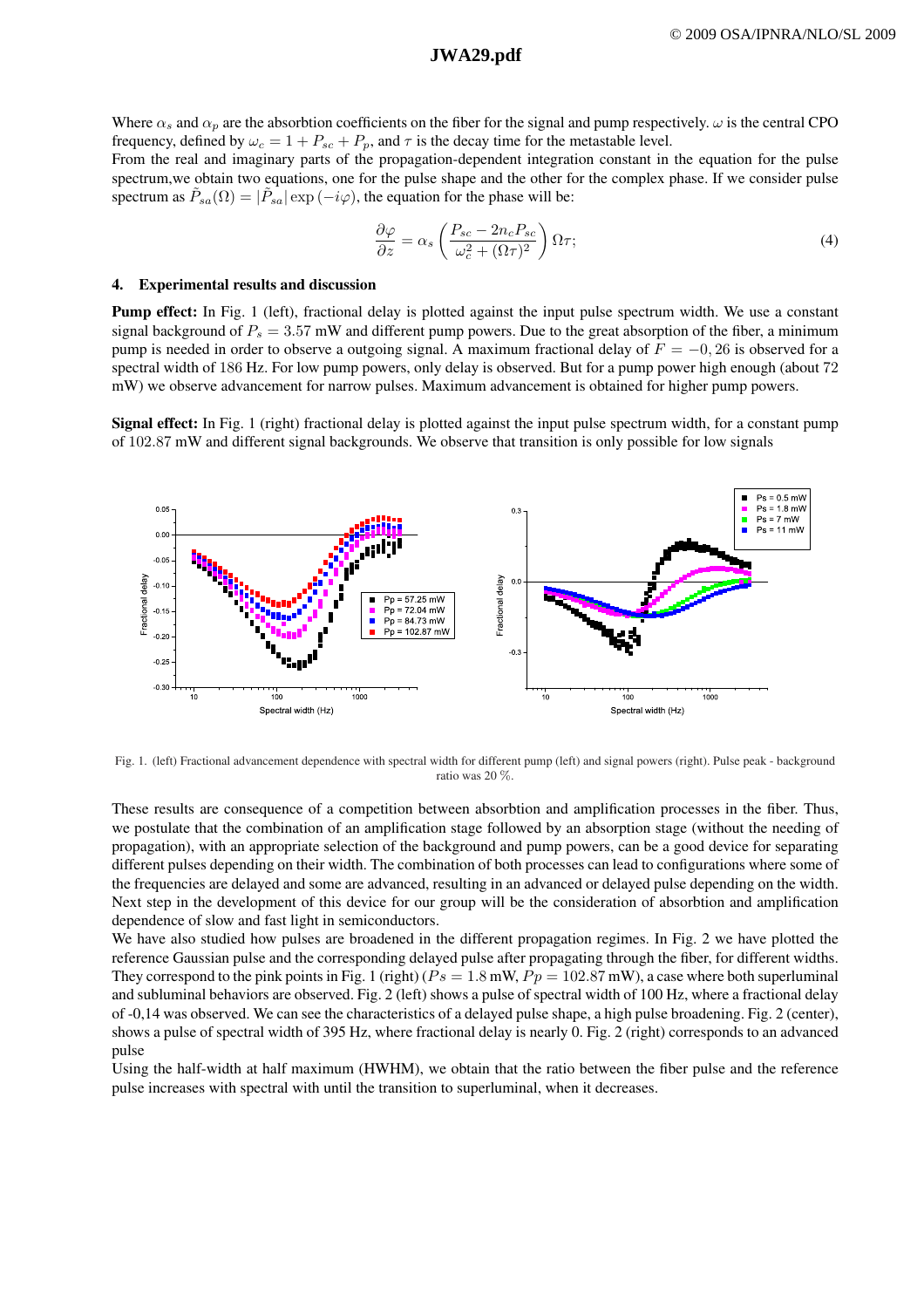Where $\alpha_s$ and $\alpha_p$ are the absorbtion coefficients on the fiber for the signal and pump respectively. $\omega$ is the central CPO frequency, defined by $\omega_c = 1 + P_{sc} + P_p$, and $\tau$ is the decay time for the metastable level.

From the real and imaginary parts of the propagation-dependent integration constant in the equation for the pulse spectrum,we obtain two equations, one for the pulse shape and the other for the complex phase. If we consider pulse spectrum as $\tilde{P}_{sa}(\Omega) = |\tilde{P}_{sa}| \exp(-i\varphi)$, the equation for the phase will be:

$$\frac{\partial \varphi}{\partial z} = \alpha_s \left( \frac{P_{sc} - 2n_c P_{sc}}{\omega_c^2 + (\Omega\tau)^2} \right) \Omega\tau; \tag{4}$$

## 4. Experimental results and discussion

**Pump effect:** In Fig. 1 (left), fractional delay is plotted against the input pulse spectrum width. We use a constant signal background of $P_s = 3.57$ mW and different pump powers. Due to the great absorption of the fiber, a minimum pump is needed in order to observe a outgoing signal. A maximum fractional delay of $F = -0,26$ is observed for a spectral width of 186 Hz. For low pump powers, only delay is observed. But for a pump power high enough (about 72 mW) we observe advancement for narrow pulses. Maximum advancement is obtained for higher pump powers.

**Signal effect:** In Fig. 1 (right) fractional delay is plotted against the input pulse spectrum width, for a constant pump of 102.87 mW and different signal backgrounds. We observe that transition is only possible for low signals

Fig. 1. (left) Fractional advancement dependence with spectral width for different pump (left) and signal powers (right). Pulse peak - background ratio was 20 %.

These results are consequence of a competition between absorbtion and amplification processes in the fiber. Thus, we postulate that the combination of an amplification stage followed by an absorption stage (without the needing of propagation), with an appropriate selection of the background and pump powers, can be a good device for separating different pulses depending on their width. The combination of both processes can lead to configurations where some of the frequencies are delayed and some are advanced, resulting in an advanced or delayed pulse depending on the width. Next step in the development of this device for our group will be the consideration of absorbtion and amplification dependence of slow and fast light in semiconductors.

We have also studied how pulses are broadened in the different propagation regimes. In Fig. 2 we have plotted the reference Gaussian pulse and the corresponding delayed pulse after propagating through the fiber, for different widths. They correspond to the pink points in Fig. 1 (right) ($Ps = 1.8$ mW, $Pp = 102.87$ mW), a case where both superluminal and subluminal behaviors are observed. Fig. 2 (left) shows a pulse of spectral width of 100 Hz, where a fractional delay of -0,14 was observed. We can see the characteristics of a delayed pulse shape, a high pulse broadening. Fig. 2 (center), shows a pulse of spectral width of 395 Hz, where fractional delay is nearly 0. Fig. 2 (right) corresponds to an advanced pulse

Using the half-width at half maximum (HWHM), we obtain that the ratio between the fiber pulse and the reference pulse increases with spectral with until the transition to superluminal, when it decreases.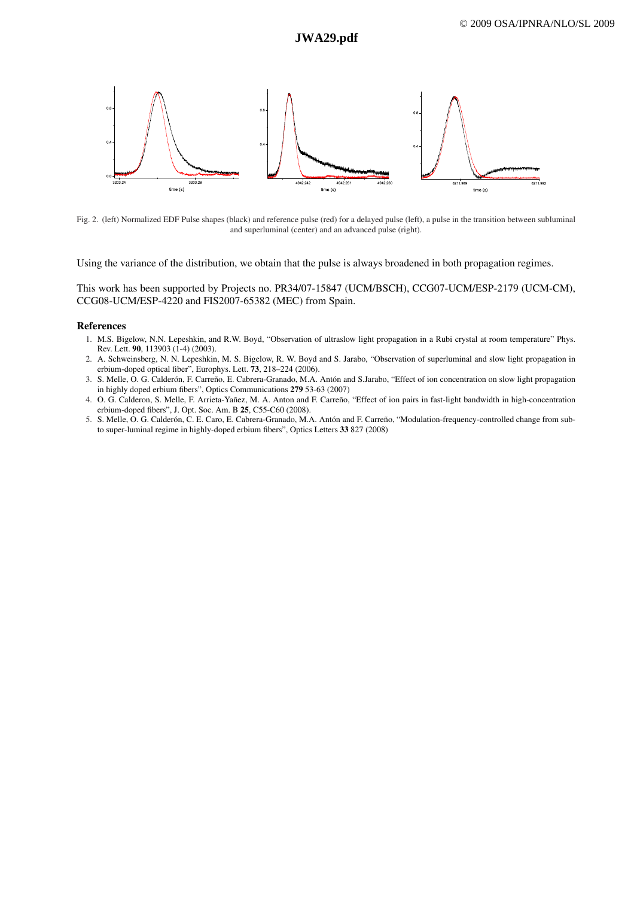0.8
0.4
0.0
3203.24
3203.28
time (s)

0.8
0.4
4942.242
4942.251
4942.260
time (s)

0.8
0.4
6211.989
6211.992
time (s)

Fig. 2. (left) Normalized EDF Pulse shapes (black) and reference pulse (red) for a delayed pulse (left), a pulse in the transition between subluminal and superluminal (center) and an advanced pulse (right).

Using the variance of the distribution, we obtain that the pulse is always broadened in both propagation regimes.

This work has been supported by Projects no. PR34/07-15847 (UCM/BSCH), CCG07-UCM/ESP-2179 (UCM-CM), CCG08-UCM/ESP-4220 and FIS2007-65382 (MEC) from Spain.

## References

1. M.S. Bigelow, N.N. Lepeshkin, and R.W. Boyd, "Observation of ultraslow light propagation in a Rubi crystal at room temperature" Phys. Rev. Lett. **90**, 113903 (1-4) (2003).
2. A. Schweinsberg, N. N. Lepeshkin, M. S. Bigelow, R. W. Boyd and S. Jarabo, "Observation of superluminal and slow light propagation in erbium-doped optical fiber", Europhys. Lett. **73**, 218–224 (2006).
3. S. Melle, O. G. Calderón, F. Carreño, E. Cabrera-Granado, M.A. Antón and S.Jarabo, "Effect of ion concentration on slow light propagation in highly doped erbium fibers", Optics Communications **279** 53-63 (2007)
4. O. G. Calderon, S. Melle, F. Arrieta-Yañez, M. A. Anton and F. Carreño, "Effect of ion pairs in fast-light bandwidth in high-concentration erbium-doped fibers", J. Opt. Soc. Am. B **25**, C55-C60 (2008).
5. S. Melle, O. G. Calderón, C. E. Caro, E. Cabrera-Granado, M.A. Antón and F. Carreño, "Modulation-frequency-controlled change from sub- to super-luminal regime in highly-doped erbium fibers", Optics Letters **33** 827 (2008)